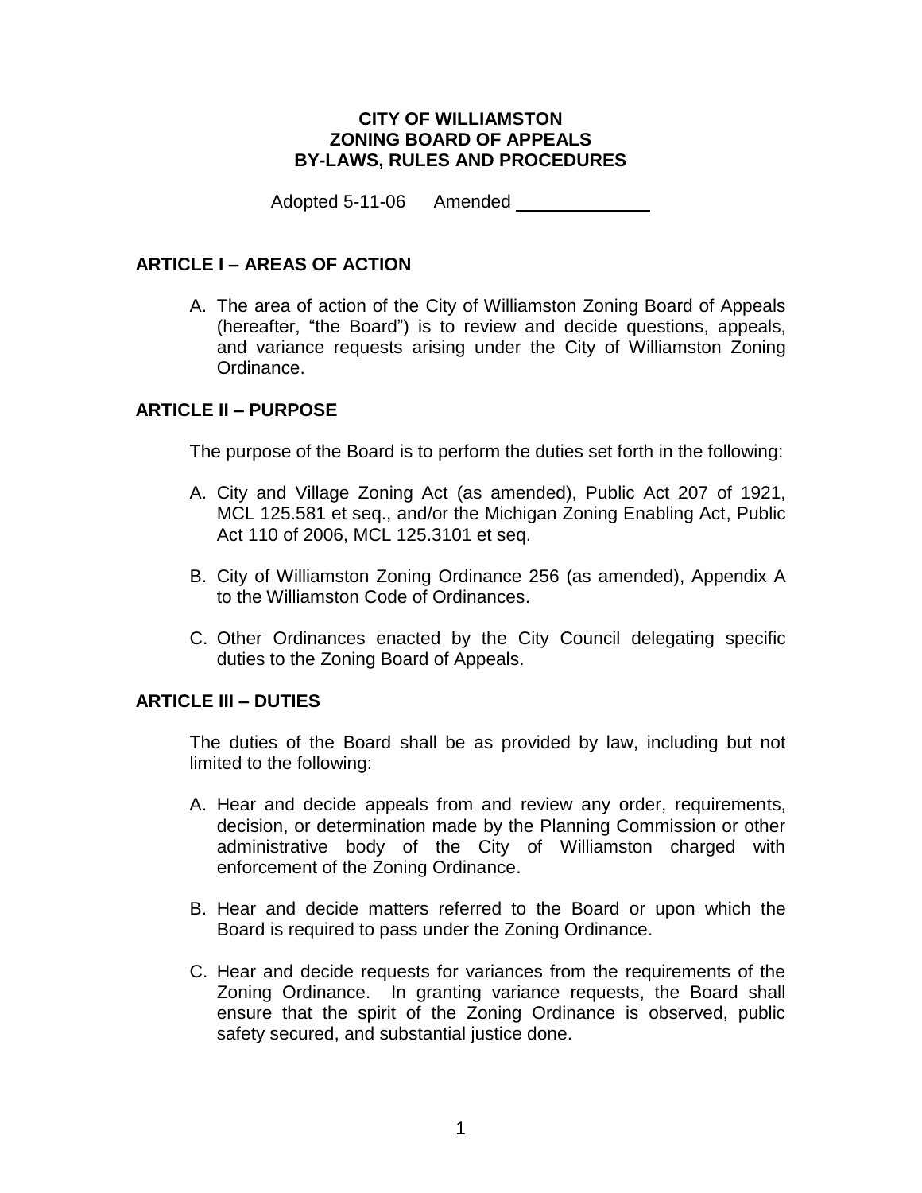# CITY OF WILLIAMSTON
# ZONING BOARD OF APPEALS
# BY-LAWS, RULES AND PROCEDURES

Adopted 5-11-06 Amended ____________

## ARTICLE I – AREAS OF ACTION

A. The area of action of the City of Williamston Zoning Board of Appeals (hereafter, "the Board") is to review and decide questions, appeals, and variance requests arising under the City of Williamston Zoning Ordinance.

## ARTICLE II – PURPOSE

The purpose of the Board is to perform the duties set forth in the following:

A. City and Village Zoning Act (as amended), Public Act 207 of 1921, MCL 125.581 et seq., and/or the Michigan Zoning Enabling Act, Public Act 110 of 2006, MCL 125.3101 et seq.

B. City of Williamston Zoning Ordinance 256 (as amended), Appendix A to the Williamston Code of Ordinances.

C. Other Ordinances enacted by the City Council delegating specific duties to the Zoning Board of Appeals.

## ARTICLE III – DUTIES

The duties of the Board shall be as provided by law, including but not limited to the following:

A. Hear and decide appeals from and review any order, requirements, decision, or determination made by the Planning Commission or other administrative body of the City of Williamston charged with enforcement of the Zoning Ordinance.

B. Hear and decide matters referred to the Board or upon which the Board is required to pass under the Zoning Ordinance.

C. Hear and decide requests for variances from the requirements of the Zoning Ordinance. In granting variance requests, the Board shall ensure that the spirit of the Zoning Ordinance is observed, public safety secured, and substantial justice done.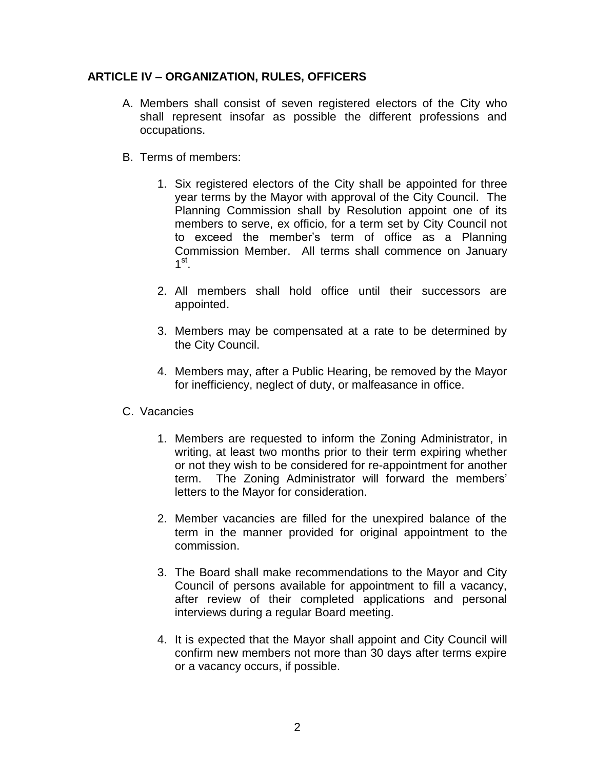## ARTICLE IV – ORGANIZATION, RULES, OFFICERS

A. Members shall consist of seven registered electors of the City who shall represent insofar as possible the different professions and occupations.

B. Terms of members:

   1. Six registered electors of the City shall be appointed for three year terms by the Mayor with approval of the City Council. The Planning Commission shall by Resolution appoint one of its members to serve, ex officio, for a term set by City Council not to exceed the member's term of office as a Planning Commission Member. All terms shall commence on January 1st.

   2. All members shall hold office until their successors are appointed.

   3. Members may be compensated at a rate to be determined by the City Council.

   4. Members may, after a Public Hearing, be removed by the Mayor for inefficiency, neglect of duty, or malfeasance in office.

C. Vacancies

   1. Members are requested to inform the Zoning Administrator, in writing, at least two months prior to their term expiring whether or not they wish to be considered for re-appointment for another term. The Zoning Administrator will forward the members' letters to the Mayor for consideration.

   2. Member vacancies are filled for the unexpired balance of the term in the manner provided for original appointment to the commission.

   3. The Board shall make recommendations to the Mayor and City Council of persons available for appointment to fill a vacancy, after review of their completed applications and personal interviews during a regular Board meeting.

   4. It is expected that the Mayor shall appoint and City Council will confirm new members not more than 30 days after terms expire or a vacancy occurs, if possible.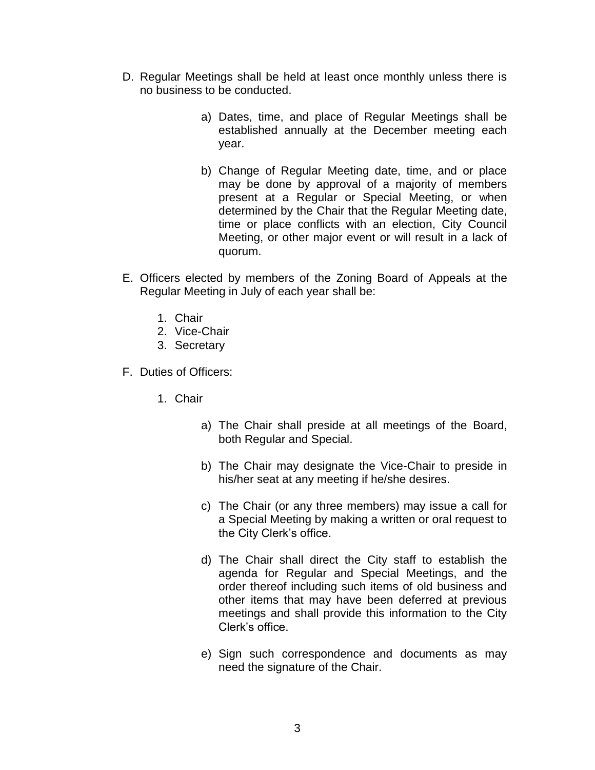D. Regular Meetings shall be held at least once monthly unless there is no business to be conducted.

   a) Dates, time, and place of Regular Meetings shall be established annually at the December meeting each year.

   b) Change of Regular Meeting date, time, and or place may be done by approval of a majority of members present at a Regular or Special Meeting, or when determined by the Chair that the Regular Meeting date, time or place conflicts with an election, City Council Meeting, or other major event or will result in a lack of quorum.

E. Officers elected by members of the Zoning Board of Appeals at the Regular Meeting in July of each year shall be:

   1. Chair
   2. Vice-Chair
   3. Secretary

F. Duties of Officers:

   1. Chair

      a) The Chair shall preside at all meetings of the Board, both Regular and Special.

      b) The Chair may designate the Vice-Chair to preside in his/her seat at any meeting if he/she desires.

      c) The Chair (or any three members) may issue a call for a Special Meeting by making a written or oral request to the City Clerk's office.

      d) The Chair shall direct the City staff to establish the agenda for Regular and Special Meetings, and the order thereof including such items of old business and other items that may have been deferred at previous meetings and shall provide this information to the City Clerk's office.

      e) Sign such correspondence and documents as may need the signature of the Chair.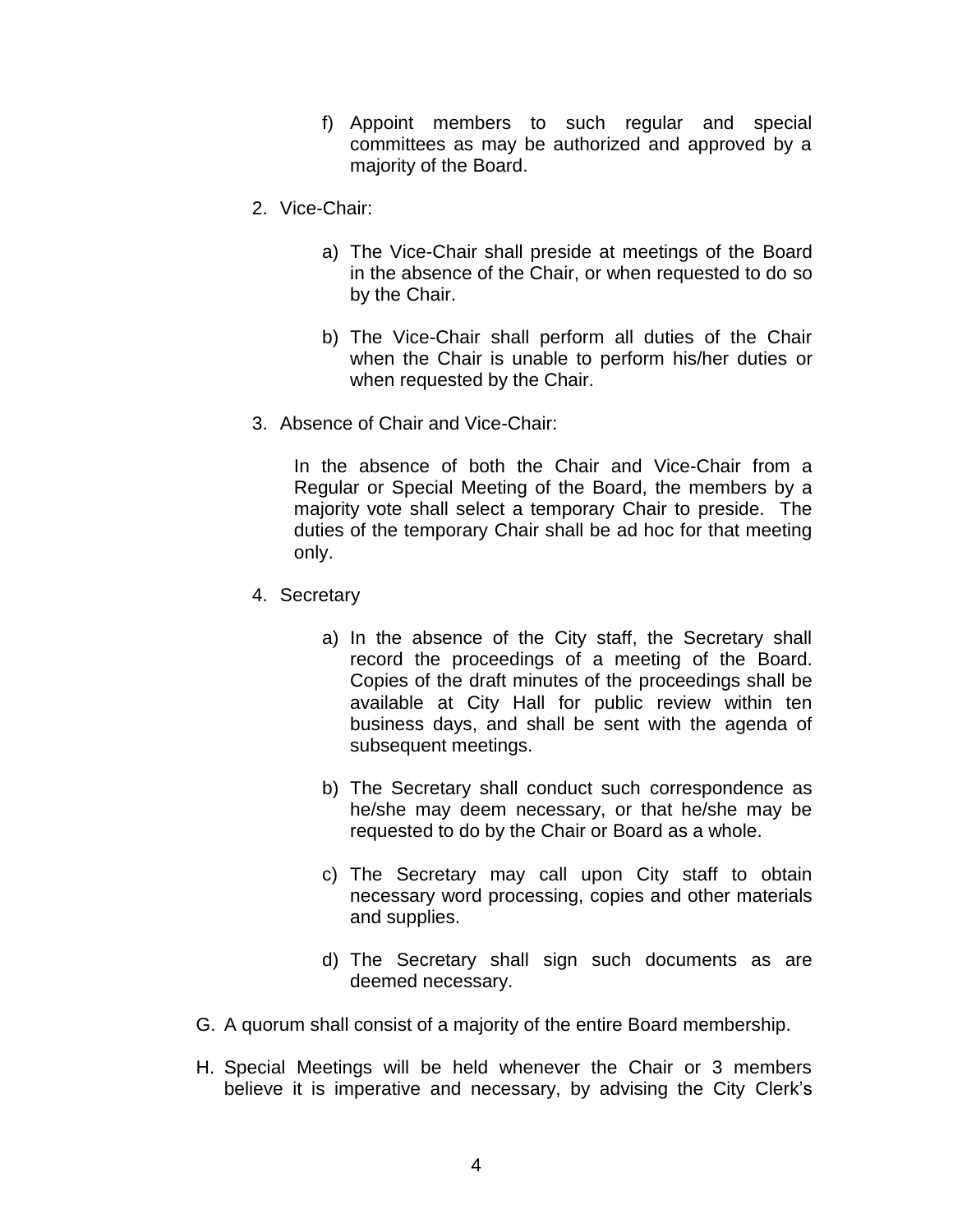f) Appoint members to such regular and special committees as may be authorized and approved by a majority of the Board.

2. Vice-Chair:

   a) The Vice-Chair shall preside at meetings of the Board in the absence of the Chair, or when requested to do so by the Chair.

   b) The Vice-Chair shall perform all duties of the Chair when the Chair is unable to perform his/her duties or when requested by the Chair.

3. Absence of Chair and Vice-Chair:

   In the absence of both the Chair and Vice-Chair from a Regular or Special Meeting of the Board, the members by a majority vote shall select a temporary Chair to preside. The duties of the temporary Chair shall be ad hoc for that meeting only.

4. Secretary

   a) In the absence of the City staff, the Secretary shall record the proceedings of a meeting of the Board. Copies of the draft minutes of the proceedings shall be available at City Hall for public review within ten business days, and shall be sent with the agenda of subsequent meetings.

   b) The Secretary shall conduct such correspondence as he/she may deem necessary, or that he/she may be requested to do by the Chair or Board as a whole.

   c) The Secretary may call upon City staff to obtain necessary word processing, copies and other materials and supplies.

   d) The Secretary shall sign such documents as are deemed necessary.

G. A quorum shall consist of a majority of the entire Board membership.

H. Special Meetings will be held whenever the Chair or 3 members believe it is imperative and necessary, by advising the City Clerk's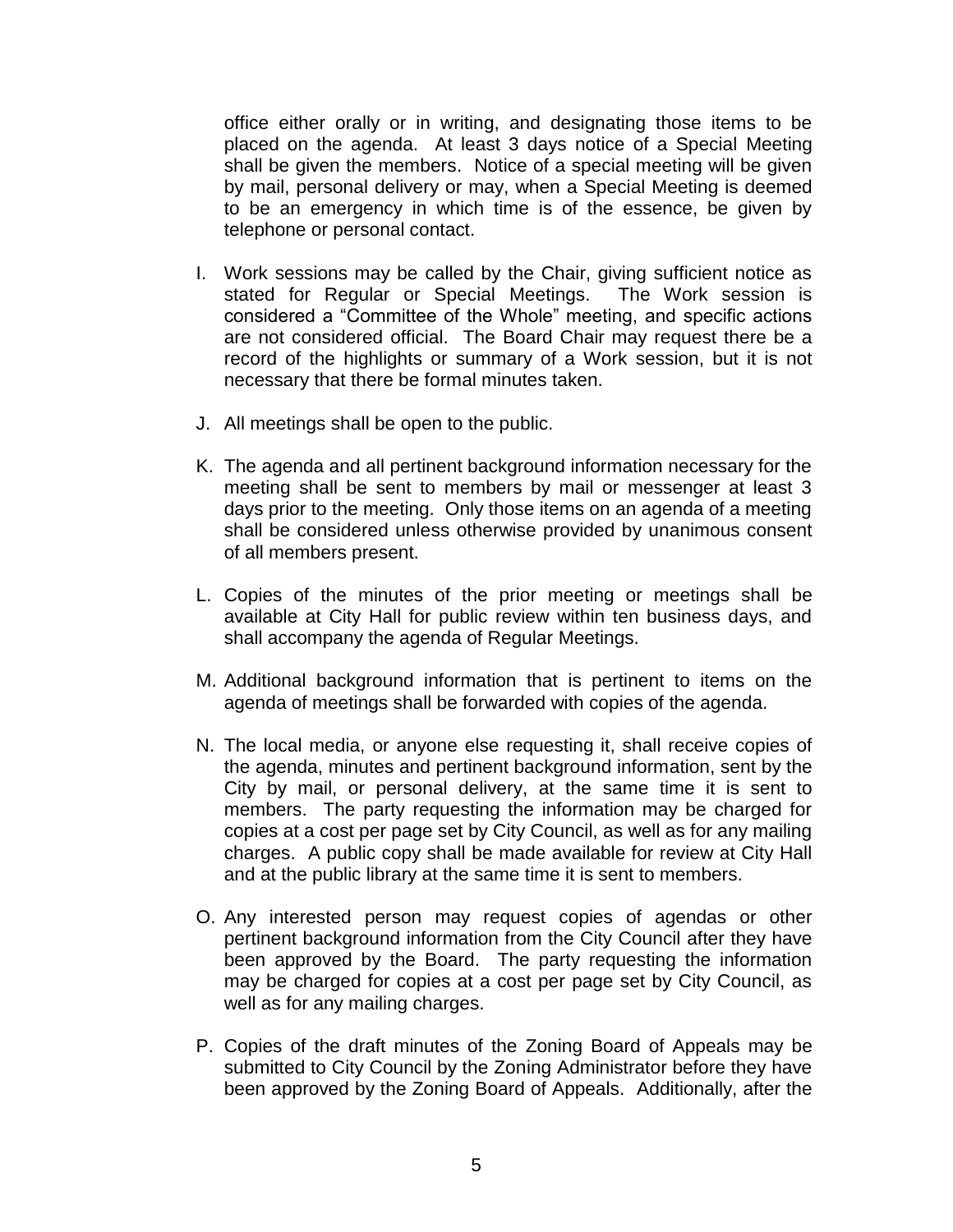office either orally or in writing, and designating those items to be placed on the agenda. At least 3 days notice of a Special Meeting shall be given the members. Notice of a special meeting will be given by mail, personal delivery or may, when a Special Meeting is deemed to be an emergency in which time is of the essence, be given by telephone or personal contact.

I. Work sessions may be called by the Chair, giving sufficient notice as stated for Regular or Special Meetings. The Work session is considered a "Committee of the Whole" meeting, and specific actions are not considered official. The Board Chair may request there be a record of the highlights or summary of a Work session, but it is not necessary that there be formal minutes taken.

J. All meetings shall be open to the public.

K. The agenda and all pertinent background information necessary for the meeting shall be sent to members by mail or messenger at least 3 days prior to the meeting. Only those items on an agenda of a meeting shall be considered unless otherwise provided by unanimous consent of all members present.

L. Copies of the minutes of the prior meeting or meetings shall be available at City Hall for public review within ten business days, and shall accompany the agenda of Regular Meetings.

M. Additional background information that is pertinent to items on the agenda of meetings shall be forwarded with copies of the agenda.

N. The local media, or anyone else requesting it, shall receive copies of the agenda, minutes and pertinent background information, sent by the City by mail, or personal delivery, at the same time it is sent to members. The party requesting the information may be charged for copies at a cost per page set by City Council, as well as for any mailing charges. A public copy shall be made available for review at City Hall and at the public library at the same time it is sent to members.

O. Any interested person may request copies of agendas or other pertinent background information from the City Council after they have been approved by the Board. The party requesting the information may be charged for copies at a cost per page set by City Council, as well as for any mailing charges.

P. Copies of the draft minutes of the Zoning Board of Appeals may be submitted to City Council by the Zoning Administrator before they have been approved by the Zoning Board of Appeals. Additionally, after the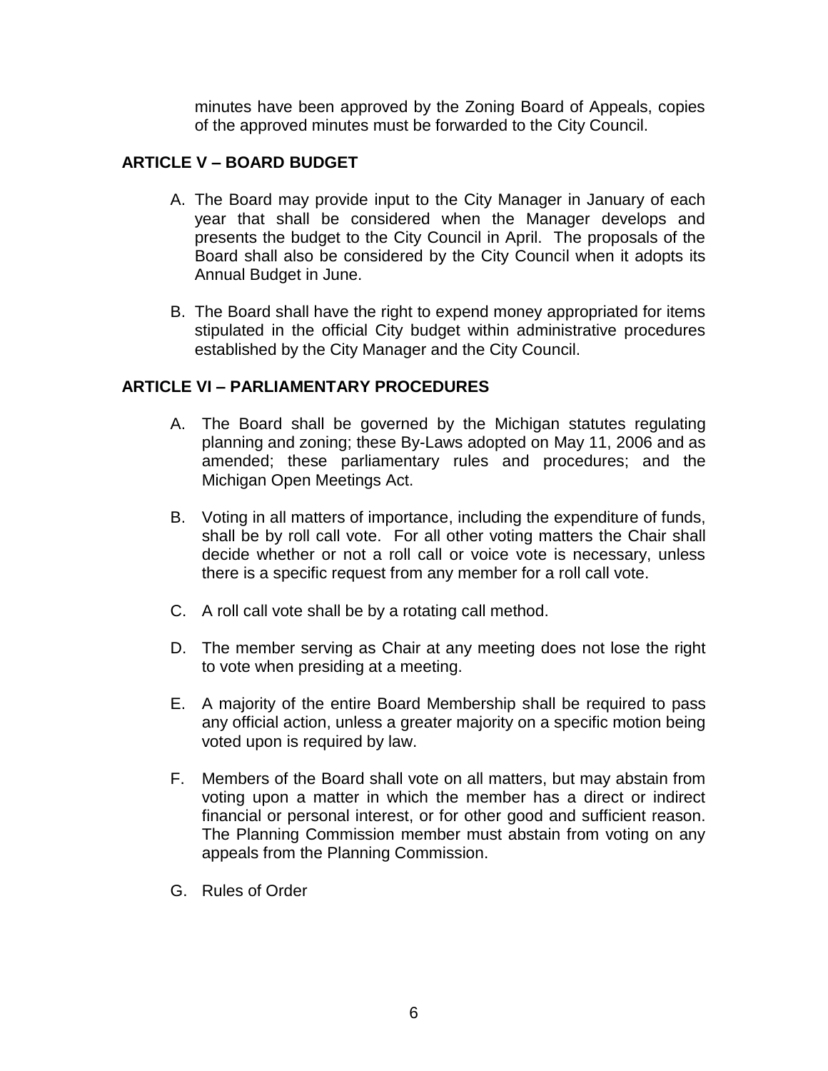minutes have been approved by the Zoning Board of Appeals, copies of the approved minutes must be forwarded to the City Council.

## ARTICLE V – BOARD BUDGET

A. The Board may provide input to the City Manager in January of each year that shall be considered when the Manager develops and presents the budget to the City Council in April. The proposals of the Board shall also be considered by the City Council when it adopts its Annual Budget in June.

B. The Board shall have the right to expend money appropriated for items stipulated in the official City budget within administrative procedures established by the City Manager and the City Council.

## ARTICLE VI – PARLIAMENTARY PROCEDURES

A. The Board shall be governed by the Michigan statutes regulating planning and zoning; these By-Laws adopted on May 11, 2006 and as amended; these parliamentary rules and procedures; and the Michigan Open Meetings Act.

B. Voting in all matters of importance, including the expenditure of funds, shall be by roll call vote. For all other voting matters the Chair shall decide whether or not a roll call or voice vote is necessary, unless there is a specific request from any member for a roll call vote.

C. A roll call vote shall be by a rotating call method.

D. The member serving as Chair at any meeting does not lose the right to vote when presiding at a meeting.

E. A majority of the entire Board Membership shall be required to pass any official action, unless a greater majority on a specific motion being voted upon is required by law.

F. Members of the Board shall vote on all matters, but may abstain from voting upon a matter in which the member has a direct or indirect financial or personal interest, or for other good and sufficient reason. The Planning Commission member must abstain from voting on any appeals from the Planning Commission.

G. Rules of Order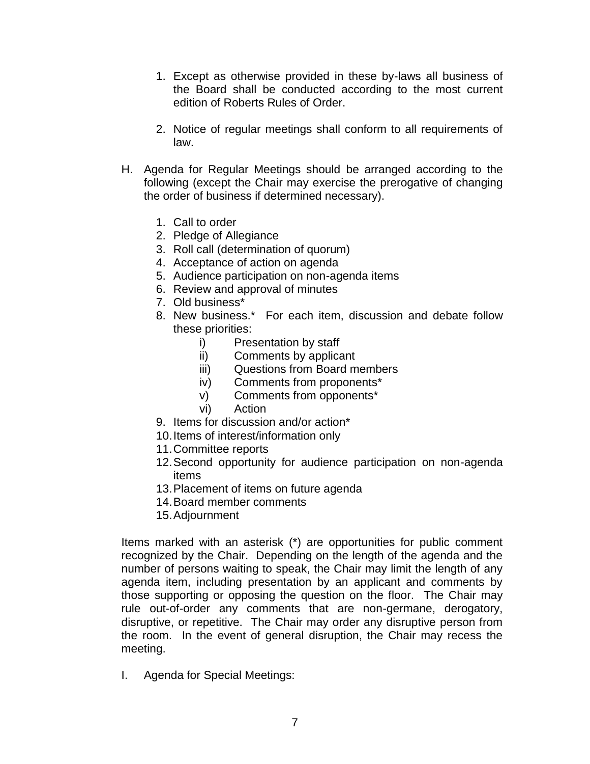1. Except as otherwise provided in these by-laws all business of the Board shall be conducted according to the most current edition of Roberts Rules of Order.

2. Notice of regular meetings shall conform to all requirements of law.

H. Agenda for Regular Meetings should be arranged according to the following (except the Chair may exercise the prerogative of changing the order of business if determined necessary).

   1. Call to order
   2. Pledge of Allegiance
   3. Roll call (determination of quorum)
   4. Acceptance of action on agenda
   5. Audience participation on non-agenda items
   6. Review and approval of minutes
   7. Old business*
   8. New business.* For each item, discussion and debate follow these priorities:
      - i) Presentation by staff
      - ii) Comments by applicant
      - iii) Questions from Board members
      - iv) Comments from proponents*
      - v) Comments from opponents*
      - vi) Action
   9. Items for discussion and/or action*
   10. Items of interest/information only
   11. Committee reports
   12. Second opportunity for audience participation on non-agenda items
   13. Placement of items on future agenda
   14. Board member comments
   15. Adjournment

Items marked with an asterisk (*) are opportunities for public comment recognized by the Chair. Depending on the length of the agenda and the number of persons waiting to speak, the Chair may limit the length of any agenda item, including presentation by an applicant and comments by those supporting or opposing the question on the floor. The Chair may rule out-of-order any comments that are non-germane, derogatory, disruptive, or repetitive. The Chair may order any disruptive person from the room. In the event of general disruption, the Chair may recess the meeting.

I. Agenda for Special Meetings: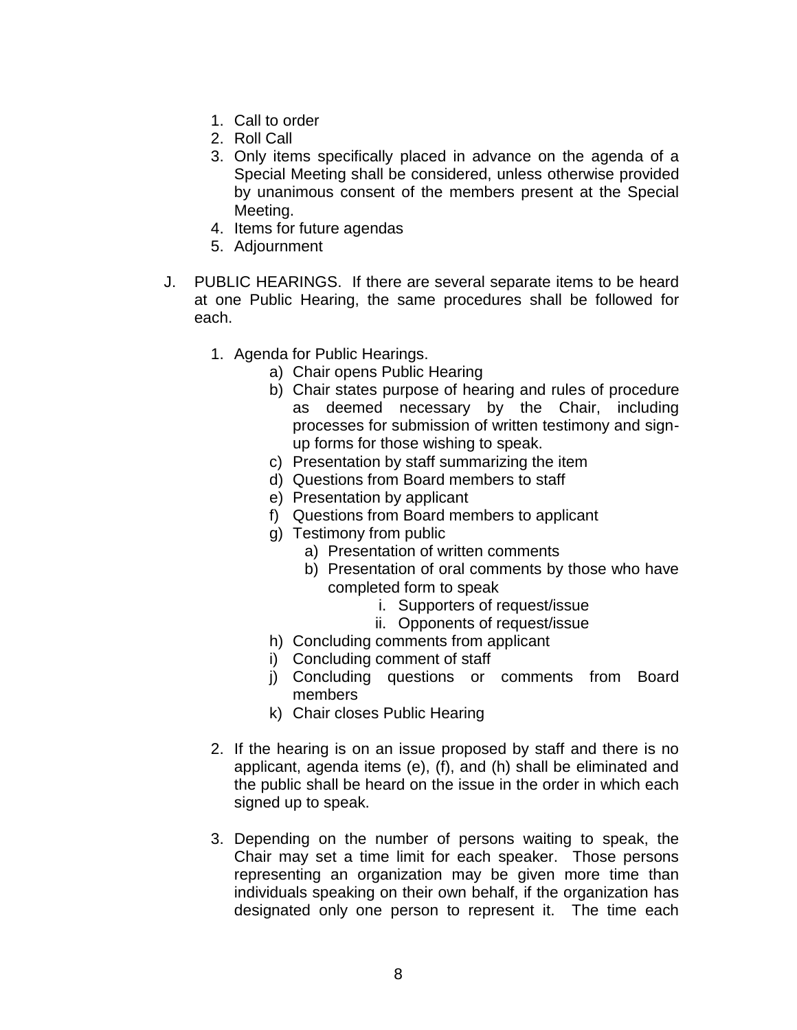1. Call to order
2. Roll Call
3. Only items specifically placed in advance on the agenda of a Special Meeting shall be considered, unless otherwise provided by unanimous consent of the members present at the Special Meeting.
4. Items for future agendas
5. Adjournment

J. PUBLIC HEARINGS. If there are several separate items to be heard at one Public Hearing, the same procedures shall be followed for each.

   1. Agenda for Public Hearings.
      a) Chair opens Public Hearing
      b) Chair states purpose of hearing and rules of procedure as deemed necessary by the Chair, including processes for submission of written testimony and sign-up forms for those wishing to speak.
      c) Presentation by staff summarizing the item
      d) Questions from Board members to staff
      e) Presentation by applicant
      f) Questions from Board members to applicant
      g) Testimony from public
         a) Presentation of written comments
         b) Presentation of oral comments by those who have completed form to speak
            i. Supporters of request/issue
            ii. Opponents of request/issue
      h) Concluding comments from applicant
      i) Concluding comment of staff
      j) Concluding questions or comments from Board members
      k) Chair closes Public Hearing

   2. If the hearing is on an issue proposed by staff and there is no applicant, agenda items (e), (f), and (h) shall be eliminated and the public shall be heard on the issue in the order in which each signed up to speak.

   3. Depending on the number of persons waiting to speak, the Chair may set a time limit for each speaker. Those persons representing an organization may be given more time than individuals speaking on their own behalf, if the organization has designated only one person to represent it. The time each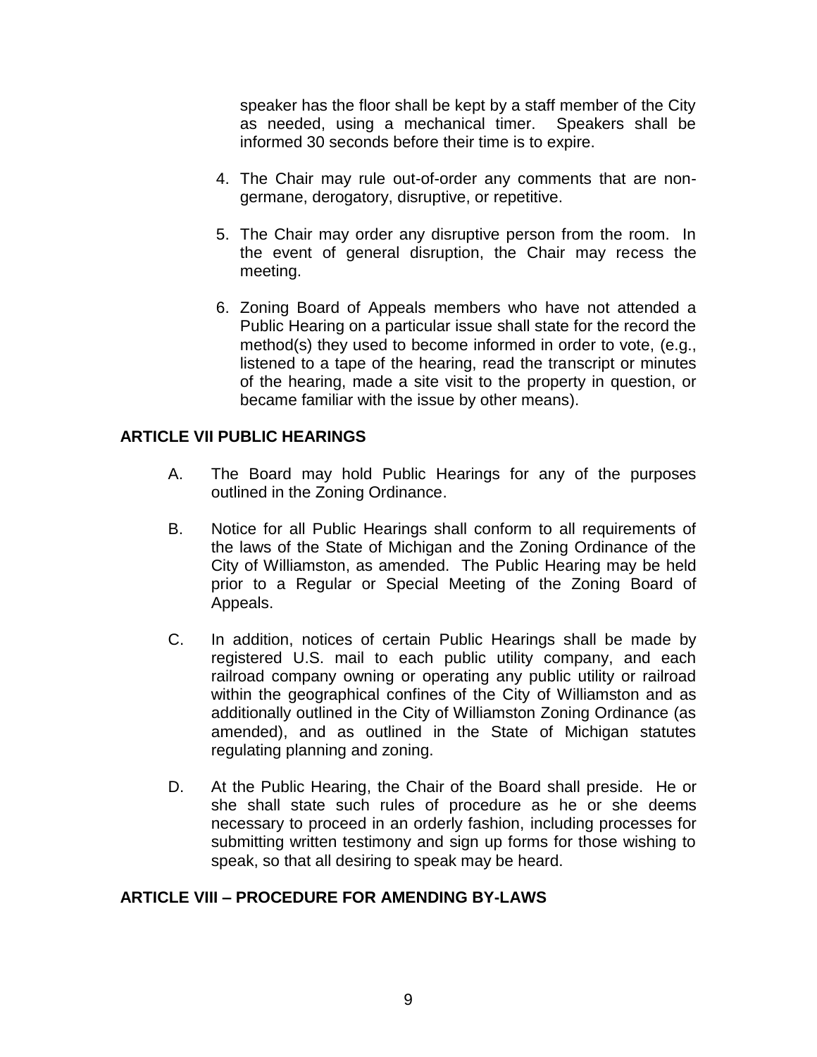speaker has the floor shall be kept by a staff member of the City as needed, using a mechanical timer. Speakers shall be informed 30 seconds before their time is to expire.

4. The Chair may rule out-of-order any comments that are non-germane, derogatory, disruptive, or repetitive.

5. The Chair may order any disruptive person from the room. In the event of general disruption, the Chair may recess the meeting.

6. Zoning Board of Appeals members who have not attended a Public Hearing on a particular issue shall state for the record the method(s) they used to become informed in order to vote, (e.g., listened to a tape of the hearing, read the transcript or minutes of the hearing, made a site visit to the property in question, or became familiar with the issue by other means).

**ARTICLE VII PUBLIC HEARINGS**

A. The Board may hold Public Hearings for any of the purposes outlined in the Zoning Ordinance.

B. Notice for all Public Hearings shall conform to all requirements of the laws of the State of Michigan and the Zoning Ordinance of the City of Williamston, as amended. The Public Hearing may be held prior to a Regular or Special Meeting of the Zoning Board of Appeals.

C. In addition, notices of certain Public Hearings shall be made by registered U.S. mail to each public utility company, and each railroad company owning or operating any public utility or railroad within the geographical confines of the City of Williamston and as additionally outlined in the City of Williamston Zoning Ordinance (as amended), and as outlined in the State of Michigan statutes regulating planning and zoning.

D. At the Public Hearing, the Chair of the Board shall preside. He or she shall state such rules of procedure as he or she deems necessary to proceed in an orderly fashion, including processes for submitting written testimony and sign up forms for those wishing to speak, so that all desiring to speak may be heard.

**ARTICLE VIII – PROCEDURE FOR AMENDING BY-LAWS**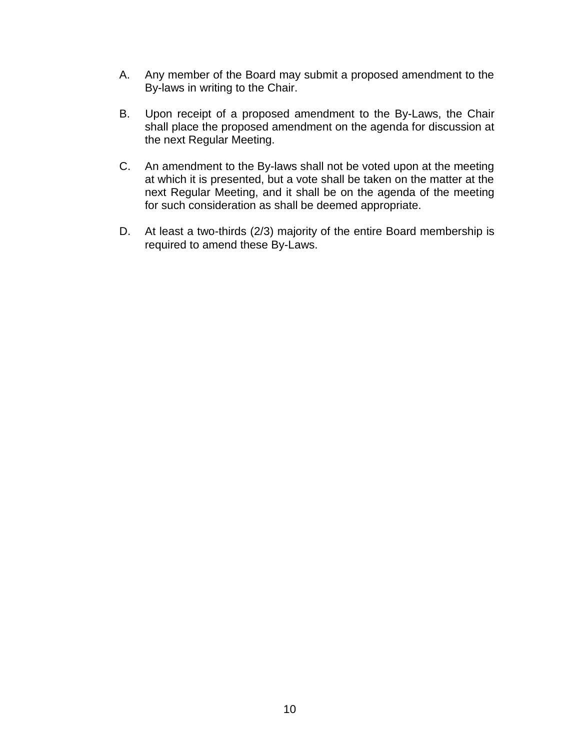A. Any member of the Board may submit a proposed amendment to the By-laws in writing to the Chair.

B. Upon receipt of a proposed amendment to the By-Laws, the Chair shall place the proposed amendment on the agenda for discussion at the next Regular Meeting.

C. An amendment to the By-laws shall not be voted upon at the meeting at which it is presented, but a vote shall be taken on the matter at the next Regular Meeting, and it shall be on the agenda of the meeting for such consideration as shall be deemed appropriate.

D. At least a two-thirds (2/3) majority of the entire Board membership is required to amend these By-Laws.